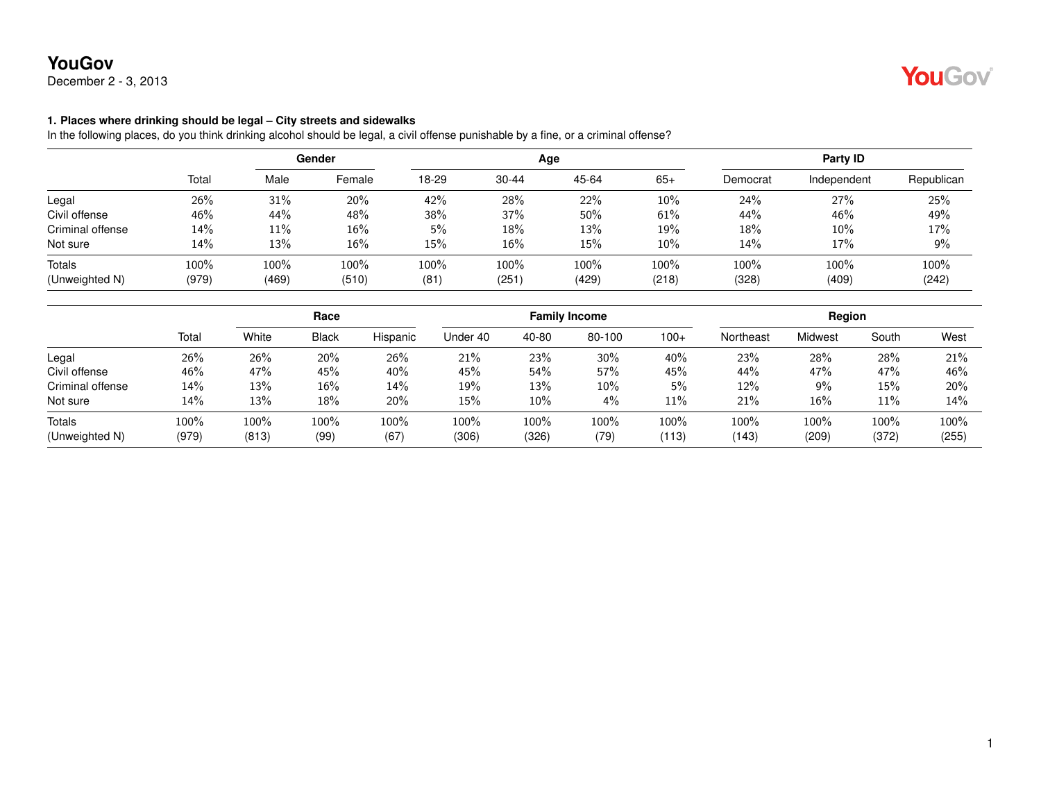# YouGov

December 2 - 3, 2013

### 1. Places where drinking should be legal – City streets and sidewalks

In the following places, do you think drinking alcohol should be legal, a civil offense punishable by a fine, or a criminal offense?

| | | Gender | | Age | | | | Party ID | | |
|---|---|---|---|---|---|---|---|---|---|---|
| | Total | Male | Female | 18-29 | 30-44 | 45-64 | 65+ | Democrat | Independent | Republican |
| Legal | 26% | 31% | 20% | 42% | 28% | 22% | 10% | 24% | 27% | 25% |
| Civil offense | 46% | 44% | 48% | 38% | 37% | 50% | 61% | 44% | 46% | 49% |
| Criminal offense | 14% | 11% | 16% | 5% | 18% | 13% | 19% | 18% | 10% | 17% |
| Not sure | 14% | 13% | 16% | 15% | 16% | 15% | 10% | 14% | 17% | 9% |
| Totals | 100% | 100% | 100% | 100% | 100% | 100% | 100% | 100% | 100% | 100% |
| (Unweighted N) | (979) | (469) | (510) | (81) | (251) | (429) | (218) | (328) | (409) | (242) |

| | | Race | | | Family Income | | | | Region | | | |
|---|---|---|---|---|---|---|---|---|---|---|---|---|
| | Total | White | Black | Hispanic | Under 40 | 40-80 | 80-100 | 100+ | Northeast | Midwest | South | West |
| Legal | 26% | 26% | 20% | 26% | 21% | 23% | 30% | 40% | 23% | 28% | 28% | 21% |
| Civil offense | 46% | 47% | 45% | 40% | 45% | 54% | 57% | 45% | 44% | 47% | 47% | 46% |
| Criminal offense | 14% | 13% | 16% | 14% | 19% | 13% | 10% | 5% | 12% | 9% | 15% | 20% |
| Not sure | 14% | 13% | 18% | 20% | 15% | 10% | 4% | 11% | 21% | 16% | 11% | 14% |
| Totals | 100% | 100% | 100% | 100% | 100% | 100% | 100% | 100% | 100% | 100% | 100% | 100% |
| (Unweighted N) | (979) | (813) | (99) | (67) | (306) | (326) | (79) | (113) | (143) | (209) | (372) | (255) |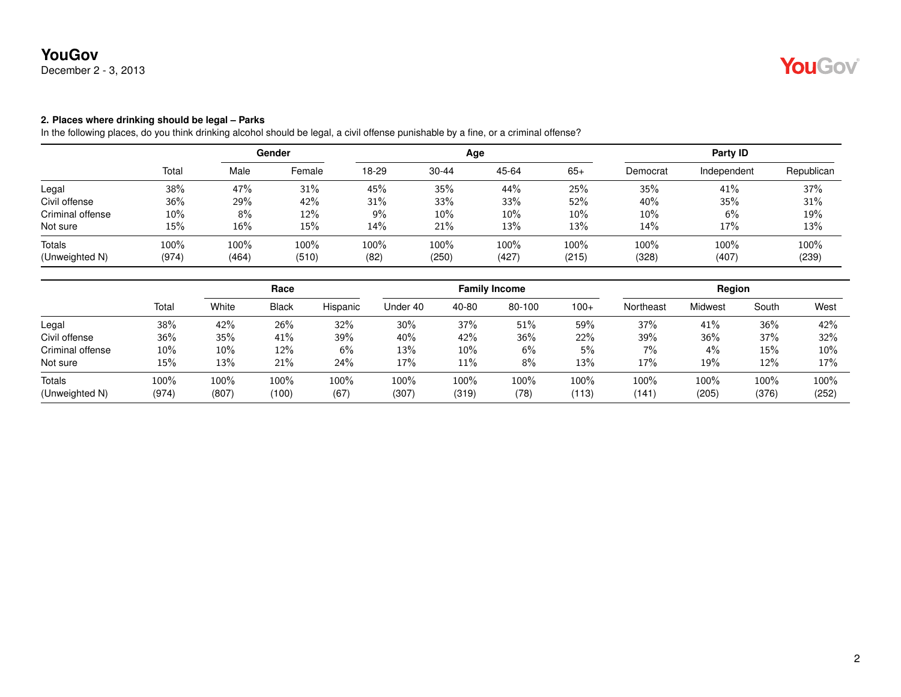**2. Places where drinking should be legal – Parks**

In the following places, do you think drinking alcohol should be legal, a civil offense punishable by a fine, or a criminal offense?

| | Total | Gender | | Age | | | | Party ID | | |
|---|---|---|---|---|---|---|---|---|---|---|
| | | Male | Female | 18-29 | 30-44 | 45-64 | 65+ | Democrat | Independent | Republican |
| Legal | 38% | 47% | 31% | 45% | 35% | 44% | 25% | 35% | 41% | 37% |
| Civil offense | 36% | 29% | 42% | 31% | 33% | 33% | 52% | 40% | 35% | 31% |
| Criminal offense | 10% | 8% | 12% | 9% | 10% | 10% | 10% | 10% | 6% | 19% |
| Not sure | 15% | 16% | 15% | 14% | 21% | 13% | 13% | 14% | 17% | 13% |
| Totals | 100% | 100% | 100% | 100% | 100% | 100% | 100% | 100% | 100% | 100% |
| (Unweighted N) | (974) | (464) | (510) | (82) | (250) | (427) | (215) | (328) | (407) | (239) |

| | Total | Race | | | Family Income | | | | Region | | | |
|---|---|---|---|---|---|---|---|---|---|---|---|---|
| | | White | Black | Hispanic | Under 40 | 40-80 | 80-100 | 100+ | Northeast | Midwest | South | West |
| Legal | 38% | 42% | 26% | 32% | 30% | 37% | 51% | 59% | 37% | 41% | 36% | 42% |
| Civil offense | 36% | 35% | 41% | 39% | 40% | 42% | 36% | 22% | 39% | 36% | 37% | 32% |
| Criminal offense | 10% | 10% | 12% | 6% | 13% | 10% | 6% | 5% | 7% | 4% | 15% | 10% |
| Not sure | 15% | 13% | 21% | 24% | 17% | 11% | 8% | 13% | 17% | 19% | 12% | 17% |
| Totals | 100% | 100% | 100% | 100% | 100% | 100% | 100% | 100% | 100% | 100% | 100% | 100% |
| (Unweighted N) | (974) | (807) | (100) | (67) | (307) | (319) | (78) | (113) | (141) | (205) | (376) | (252) |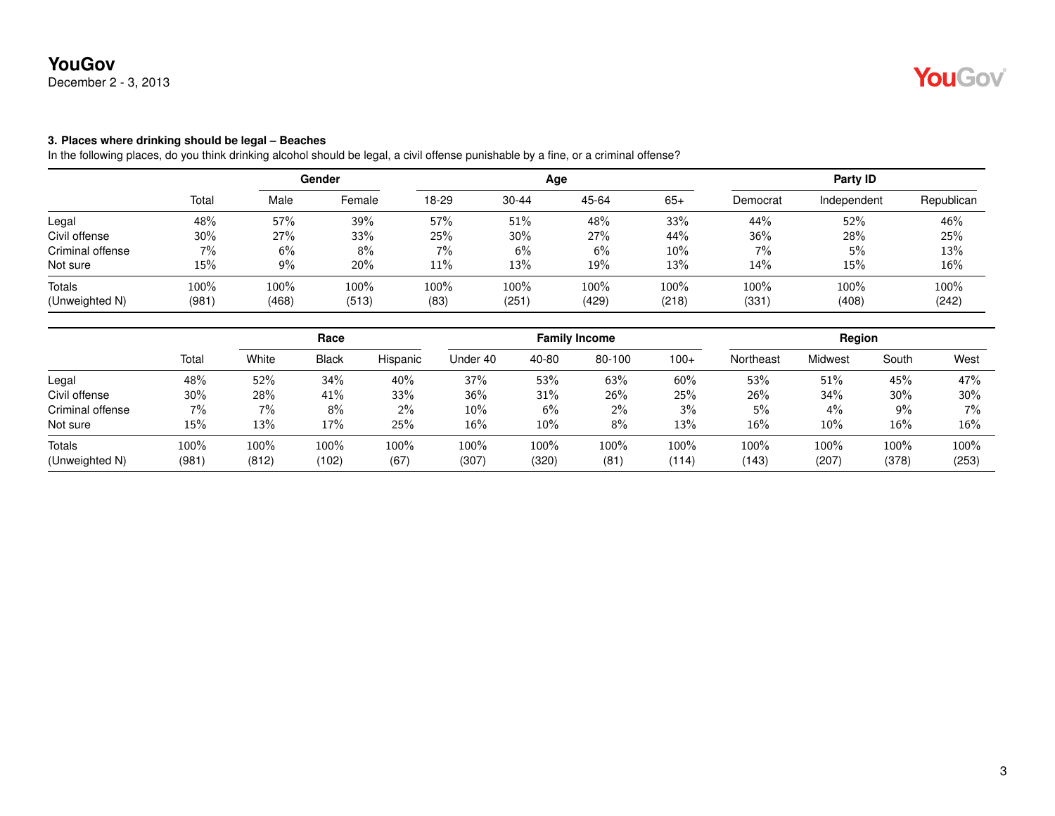### 3. Places where drinking should be legal – Beaches

In the following places, do you think drinking alcohol should be legal, a civil offense punishable by a fine, or a criminal offense?

| | | Gender | | Age | | | | Party ID | | |
|---|---|---|---|---|---|---|---|---|---|---|
| | Total | Male | Female | 18-29 | 30-44 | 45-64 | 65+ | Democrat | Independent | Republican |
| Legal | 48% | 57% | 39% | 57% | 51% | 48% | 33% | 44% | 52% | 46% |
| Civil offense | 30% | 27% | 33% | 25% | 30% | 27% | 44% | 36% | 28% | 25% |
| Criminal offense | 7% | 6% | 8% | 7% | 6% | 6% | 10% | 7% | 5% | 13% |
| Not sure | 15% | 9% | 20% | 11% | 13% | 19% | 13% | 14% | 15% | 16% |
| Totals | 100% | 100% | 100% | 100% | 100% | 100% | 100% | 100% | 100% | 100% |
| (Unweighted N) | (981) | (468) | (513) | (83) | (251) | (429) | (218) | (331) | (408) | (242) |

| | | Race | | | Family Income | | | | Region | | | |
|---|---|---|---|---|---|---|---|---|---|---|---|---|
| | Total | White | Black | Hispanic | Under 40 | 40-80 | 80-100 | 100+ | Northeast | Midwest | South | West |
| Legal | 48% | 52% | 34% | 40% | 37% | 53% | 63% | 60% | 53% | 51% | 45% | 47% |
| Civil offense | 30% | 28% | 41% | 33% | 36% | 31% | 26% | 25% | 26% | 34% | 30% | 30% |
| Criminal offense | 7% | 7% | 8% | 2% | 10% | 6% | 2% | 3% | 5% | 4% | 9% | 7% |
| Not sure | 15% | 13% | 17% | 25% | 16% | 10% | 8% | 13% | 16% | 10% | 16% | 16% |
| Totals | 100% | 100% | 100% | 100% | 100% | 100% | 100% | 100% | 100% | 100% | 100% | 100% |
| (Unweighted N) | (981) | (812) | (102) | (67) | (307) | (320) | (81) | (114) | (143) | (207) | (378) | (253) |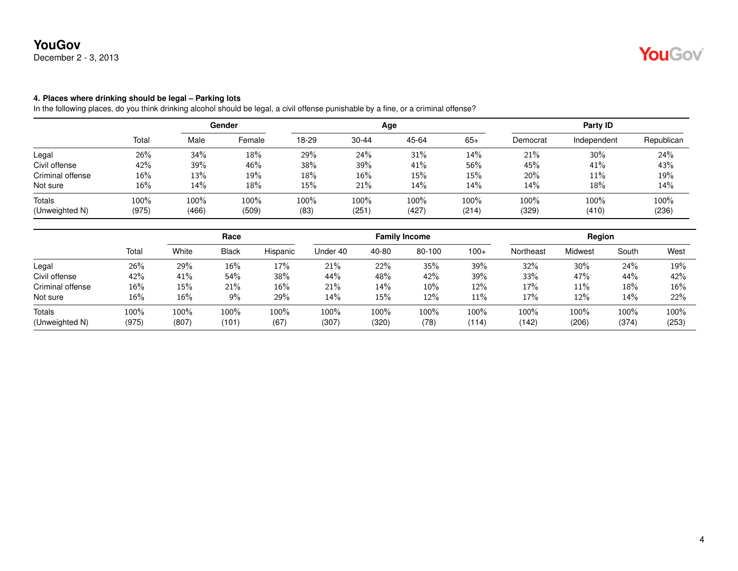### 4. Places where drinking should be legal – Parking lots

In the following places, do you think drinking alcohol should be legal, a civil offense punishable by a fine, or a criminal offense?

| | | Gender | | Age | | | | Party ID | | |
|---|---|---|---|---|---|---|---|---|---|---|
| | Total | Male | Female | 18-29 | 30-44 | 45-64 | 65+ | Democrat | Independent | Republican |
| Legal | 26% | 34% | 18% | 29% | 24% | 31% | 14% | 21% | 30% | 24% |
| Civil offense | 42% | 39% | 46% | 38% | 39% | 41% | 56% | 45% | 41% | 43% |
| Criminal offense | 16% | 13% | 19% | 18% | 16% | 15% | 15% | 20% | 11% | 19% |
| Not sure | 16% | 14% | 18% | 15% | 21% | 14% | 14% | 14% | 18% | 14% |
| Totals | 100% | 100% | 100% | 100% | 100% | 100% | 100% | 100% | 100% | 100% |
| (Unweighted N) | (975) | (466) | (509) | (83) | (251) | (427) | (214) | (329) | (410) | (236) |

| | | Race | | | Family Income | | | | Region | | | |
|---|---|---|---|---|---|---|---|---|---|---|---|---|
| | Total | White | Black | Hispanic | Under 40 | 40-80 | 80-100 | 100+ | Northeast | Midwest | South | West |
| Legal | 26% | 29% | 16% | 17% | 21% | 22% | 35% | 39% | 32% | 30% | 24% | 19% |
| Civil offense | 42% | 41% | 54% | 38% | 44% | 48% | 42% | 39% | 33% | 47% | 44% | 42% |
| Criminal offense | 16% | 15% | 21% | 16% | 21% | 14% | 10% | 12% | 17% | 11% | 18% | 16% |
| Not sure | 16% | 16% | 9% | 29% | 14% | 15% | 12% | 11% | 17% | 12% | 14% | 22% |
| Totals | 100% | 100% | 100% | 100% | 100% | 100% | 100% | 100% | 100% | 100% | 100% | 100% |
| (Unweighted N) | (975) | (807) | (101) | (67) | (307) | (320) | (78) | (114) | (142) | (206) | (374) | (253) |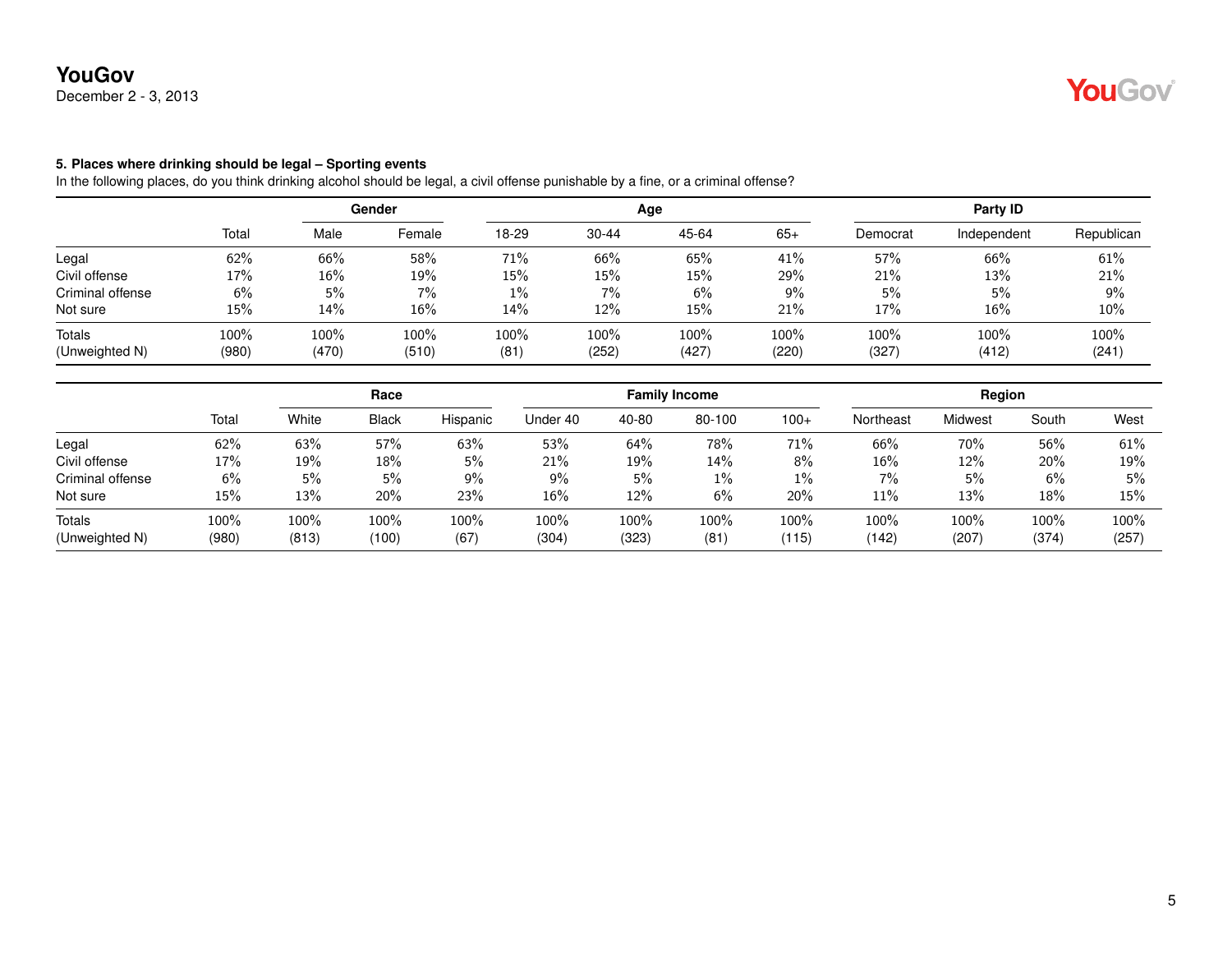## 5. Places where drinking should be legal – Sporting events

In the following places, do you think drinking alcohol should be legal, a civil offense punishable by a fine, or a criminal offense?

| | | Gender | | Age | | | | Party ID | | |
|---|---|---|---|---|---|---|---|---|---|---|
| | Total | Male | Female | 18-29 | 30-44 | 45-64 | 65+ | Democrat | Independent | Republican |
| Legal | 62% | 66% | 58% | 71% | 66% | 65% | 41% | 57% | 66% | 61% |
| Civil offense | 17% | 16% | 19% | 15% | 15% | 15% | 29% | 21% | 13% | 21% |
| Criminal offense | 6% | 5% | 7% | 1% | 7% | 6% | 9% | 5% | 5% | 9% |
| Not sure | 15% | 14% | 16% | 14% | 12% | 15% | 21% | 17% | 16% | 10% |
| Totals | 100% | 100% | 100% | 100% | 100% | 100% | 100% | 100% | 100% | 100% |
| (Unweighted N) | (980) | (470) | (510) | (81) | (252) | (427) | (220) | (327) | (412) | (241) |

| | | Race | | | Family Income | | | | Region | | | |
|---|---|---|---|---|---|---|---|---|---|---|---|---|
| | Total | White | Black | Hispanic | Under 40 | 40-80 | 80-100 | 100+ | Northeast | Midwest | South | West |
| Legal | 62% | 63% | 57% | 63% | 53% | 64% | 78% | 71% | 66% | 70% | 56% | 61% |
| Civil offense | 17% | 19% | 18% | 5% | 21% | 19% | 14% | 8% | 16% | 12% | 20% | 19% |
| Criminal offense | 6% | 5% | 5% | 9% | 9% | 5% | 1% | 1% | 7% | 5% | 6% | 5% |
| Not sure | 15% | 13% | 20% | 23% | 16% | 12% | 6% | 20% | 11% | 13% | 18% | 15% |
| Totals | 100% | 100% | 100% | 100% | 100% | 100% | 100% | 100% | 100% | 100% | 100% | 100% |
| (Unweighted N) | (980) | (813) | (100) | (67) | (304) | (323) | (81) | (115) | (142) | (207) | (374) | (257) |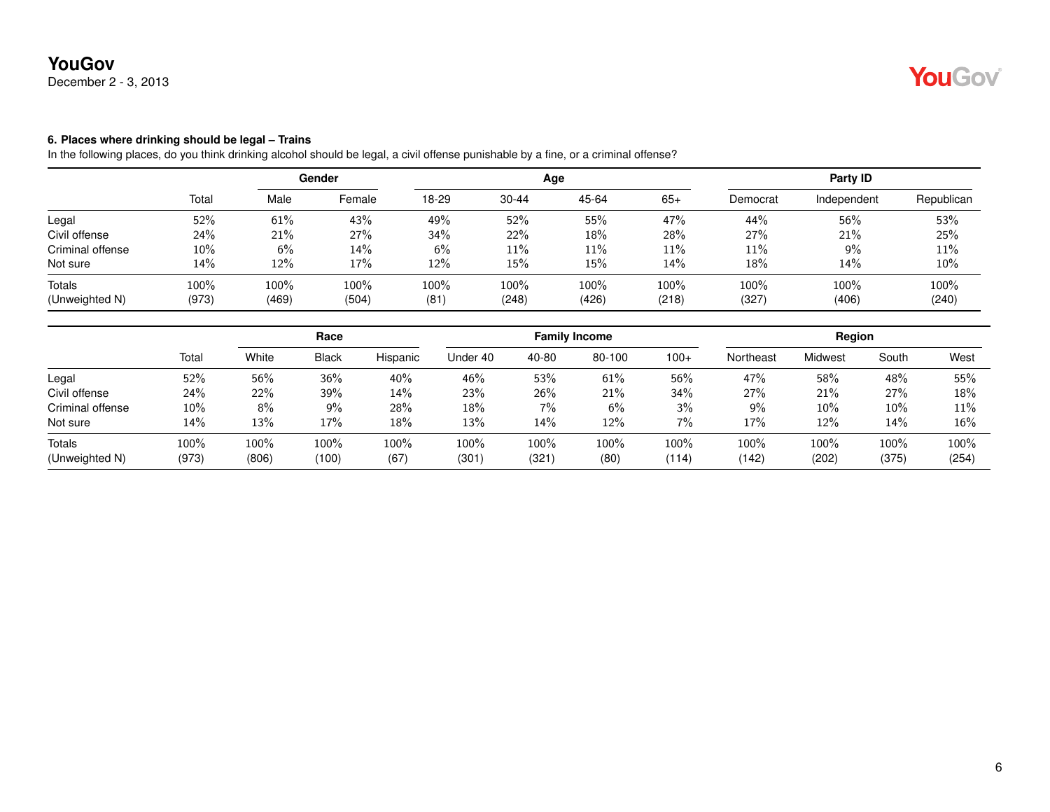## 6. Places where drinking should be legal – Trains

In the following places, do you think drinking alcohol should be legal, a civil offense punishable by a fine, or a criminal offense?

| | | Gender | | Age | | | | Party ID | | |
|---|---|---|---|---|---|---|---|---|---|---|
| | Total | Male | Female | 18-29 | 30-44 | 45-64 | 65+ | Democrat | Independent | Republican |
| Legal | 52% | 61% | 43% | 49% | 52% | 55% | 47% | 44% | 56% | 53% |
| Civil offense | 24% | 21% | 27% | 34% | 22% | 18% | 28% | 27% | 21% | 25% |
| Criminal offense | 10% | 6% | 14% | 6% | 11% | 11% | 11% | 11% | 9% | 11% |
| Not sure | 14% | 12% | 17% | 12% | 15% | 15% | 14% | 18% | 14% | 10% |
| Totals | 100% | 100% | 100% | 100% | 100% | 100% | 100% | 100% | 100% | 100% |
| (Unweighted N) | (973) | (469) | (504) | (81) | (248) | (426) | (218) | (327) | (406) | (240) |

| | | Race | | | Family Income | | | | Region | | | |
|---|---|---|---|---|---|---|---|---|---|---|---|---|
| | Total | White | Black | Hispanic | Under 40 | 40-80 | 80-100 | 100+ | Northeast | Midwest | South | West |
| Legal | 52% | 56% | 36% | 40% | 46% | 53% | 61% | 56% | 47% | 58% | 48% | 55% |
| Civil offense | 24% | 22% | 39% | 14% | 23% | 26% | 21% | 34% | 27% | 21% | 27% | 18% |
| Criminal offense | 10% | 8% | 9% | 28% | 18% | 7% | 6% | 3% | 9% | 10% | 10% | 11% |
| Not sure | 14% | 13% | 17% | 18% | 13% | 14% | 12% | 7% | 17% | 12% | 14% | 16% |
| Totals | 100% | 100% | 100% | 100% | 100% | 100% | 100% | 100% | 100% | 100% | 100% | 100% |
| (Unweighted N) | (973) | (806) | (100) | (67) | (301) | (321) | (80) | (114) | (142) | (202) | (375) | (254) |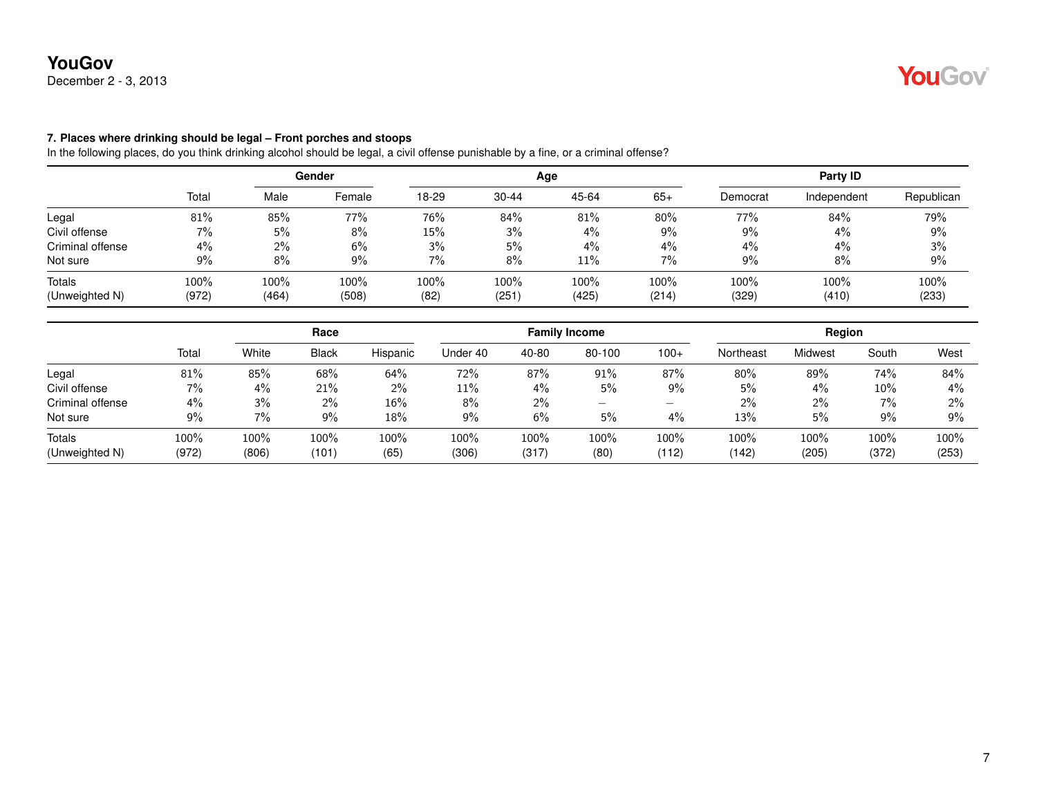### 7. Places where drinking should be legal – Front porches and stoops

In the following places, do you think drinking alcohol should be legal, a civil offense punishable by a fine, or a criminal offense?

| | | Gender | | Age | | | | Party ID | | |
|---|---|---|---|---|---|---|---|---|---|---|
| | Total | Male | Female | 18-29 | 30-44 | 45-64 | 65+ | Democrat | Independent | Republican |
| Legal | 81% | 85% | 77% | 76% | 84% | 81% | 80% | 77% | 84% | 79% |
| Civil offense | 7% | 5% | 8% | 15% | 3% | 4% | 9% | 9% | 4% | 9% |
| Criminal offense | 4% | 2% | 6% | 3% | 5% | 4% | 4% | 4% | 4% | 3% |
| Not sure | 9% | 8% | 9% | 7% | 8% | 11% | 7% | 9% | 8% | 9% |
| Totals | 100% | 100% | 100% | 100% | 100% | 100% | 100% | 100% | 100% | 100% |
| (Unweighted N) | (972) | (464) | (508) | (82) | (251) | (425) | (214) | (329) | (410) | (233) |

| | | Race | | | Family Income | | | | Region | | | |
|---|---|---|---|---|---|---|---|---|---|---|---|---|
| | Total | White | Black | Hispanic | Under 40 | 40-80 | 80-100 | 100+ | Northeast | Midwest | South | West |
| Legal | 81% | 85% | 68% | 64% | 72% | 87% | 91% | 87% | 80% | 89% | 74% | 84% |
| Civil offense | 7% | 4% | 21% | 2% | 11% | 4% | 5% | 9% | 5% | 4% | 10% | 4% |
| Criminal offense | 4% | 3% | 2% | 16% | 8% | 2% | – | – | 2% | 2% | 7% | 2% |
| Not sure | 9% | 7% | 9% | 18% | 9% | 6% | 5% | 4% | 13% | 5% | 9% | 9% |
| Totals | 100% | 100% | 100% | 100% | 100% | 100% | 100% | 100% | 100% | 100% | 100% | 100% |
| (Unweighted N) | (972) | (806) | (101) | (65) | (306) | (317) | (80) | (112) | (142) | (205) | (372) | (253) |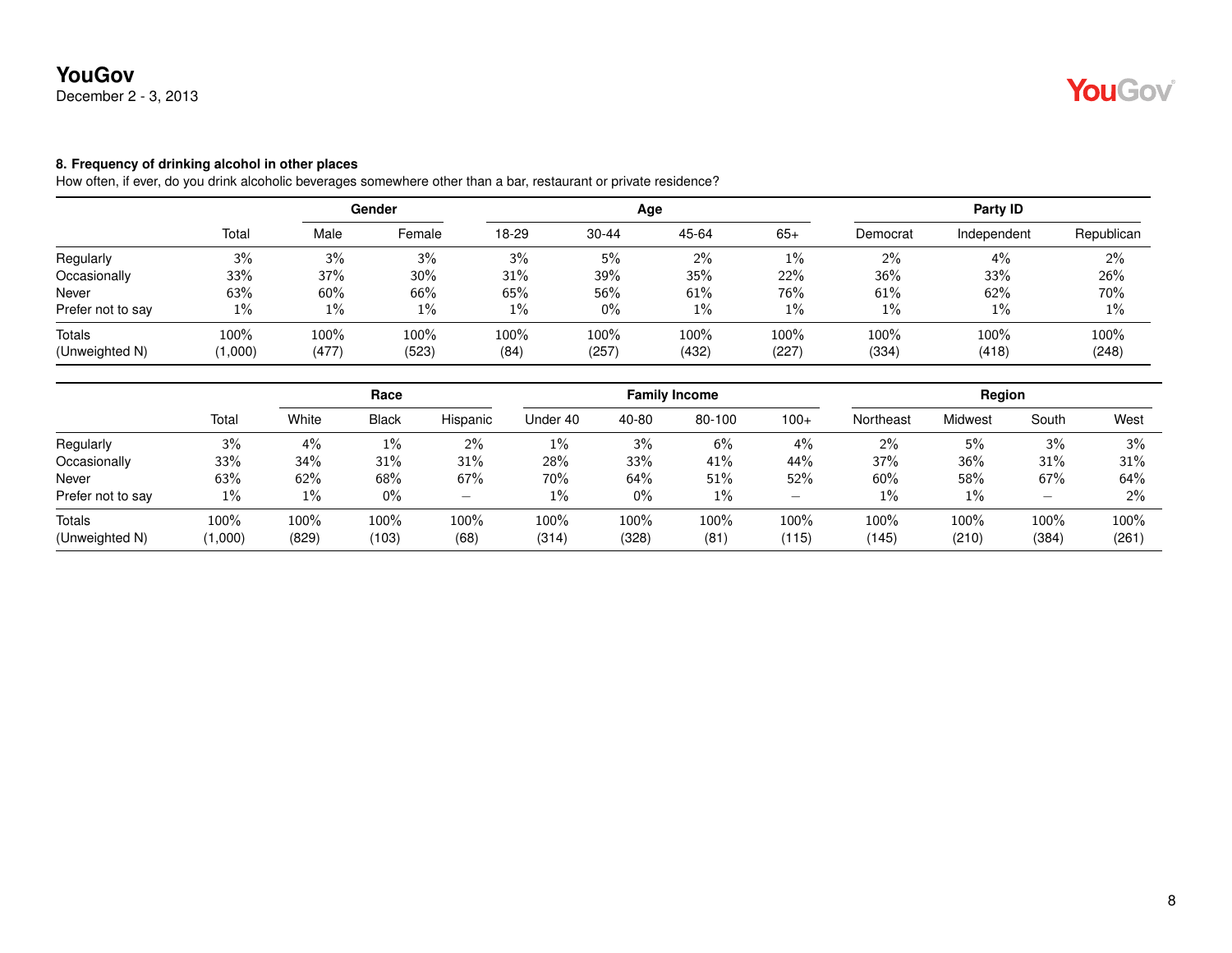**8. Frequency of drinking alcohol in other places**

How often, if ever, do you drink alcoholic beverages somewhere other than a bar, restaurant or private residence?

| | | Gender | | Age | | | | Party ID | | |
|---|---|---|---|---|---|---|---|---|---|---|
| | Total | Male | Female | 18-29 | 30-44 | 45-64 | 65+ | Democrat | Independent | Republican |
| Regularly | 3% | 3% | 3% | 3% | 5% | 2% | 1% | 2% | 4% | 2% |
| Occasionally | 33% | 37% | 30% | 31% | 39% | 35% | 22% | 36% | 33% | 26% |
| Never | 63% | 60% | 66% | 65% | 56% | 61% | 76% | 61% | 62% | 70% |
| Prefer not to say | 1% | 1% | 1% | 1% | 0% | 1% | 1% | 1% | 1% | 1% |
| Totals | 100% | 100% | 100% | 100% | 100% | 100% | 100% | 100% | 100% | 100% |
| (Unweighted N) | (1,000) | (477) | (523) | (84) | (257) | (432) | (227) | (334) | (418) | (248) |

| | | Race | | | Family Income | | | | Region | | | |
|---|---|---|---|---|---|---|---|---|---|---|---|---|
| | Total | White | Black | Hispanic | Under 40 | 40-80 | 80-100 | 100+ | Northeast | Midwest | South | West |
| Regularly | 3% | 4% | 1% | 2% | 1% | 3% | 6% | 4% | 2% | 5% | 3% | 3% |
| Occasionally | 33% | 34% | 31% | 31% | 28% | 33% | 41% | 44% | 37% | 36% | 31% | 31% |
| Never | 63% | 62% | 68% | 67% | 70% | 64% | 51% | 52% | 60% | 58% | 67% | 64% |
| Prefer not to say | 1% | 1% | 0% | – | 1% | 0% | 1% | – | 1% | 1% | – | 2% |
| Totals | 100% | 100% | 100% | 100% | 100% | 100% | 100% | 100% | 100% | 100% | 100% | 100% |
| (Unweighted N) | (1,000) | (829) | (103) | (68) | (314) | (328) | (81) | (115) | (145) | (210) | (384) | (261) |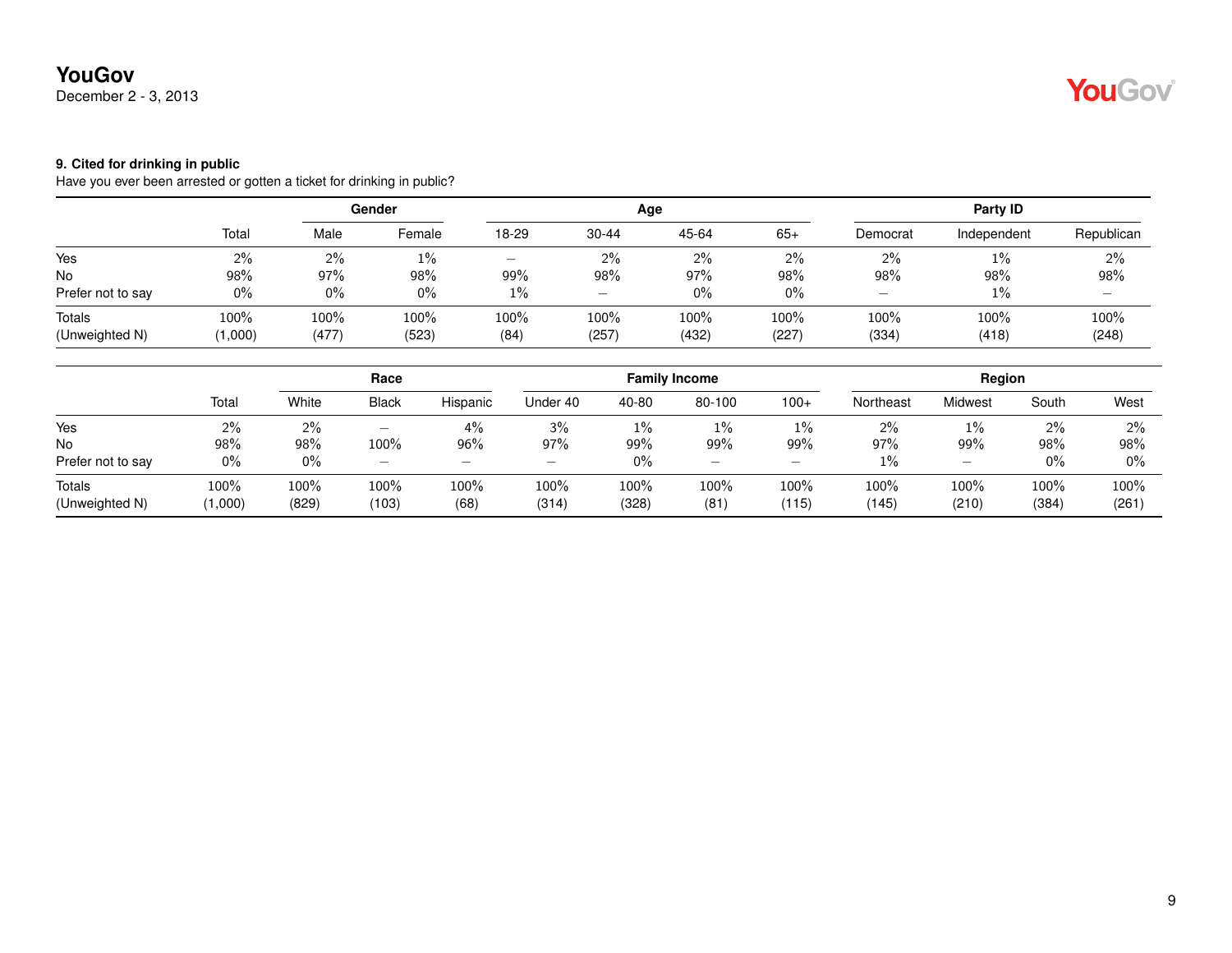YouGov
December 2 - 3, 2013

**9. Cited for drinking in public**

Have you ever been arrested or gotten a ticket for drinking in public?

| | | Gender | | Age | | | | Party ID | | |
|---|---|---|---|---|---|---|---|---|---|---|
| | Total | Male | Female | 18-29 | 30-44 | 45-64 | 65+ | Democrat | Independent | Republican |
| Yes | 2% | 2% | 1% | – | 2% | 2% | 2% | 2% | 1% | 2% |
| No | 98% | 97% | 98% | 99% | 98% | 97% | 98% | 98% | 98% | 98% |
| Prefer not to say | 0% | 0% | 0% | 1% | – | 0% | 0% | – | 1% | – |
| Totals | 100% | 100% | 100% | 100% | 100% | 100% | 100% | 100% | 100% | 100% |
| (Unweighted N) | (1,000) | (477) | (523) | (84) | (257) | (432) | (227) | (334) | (418) | (248) |

| | | Race | | | Family Income | | | | Region | | | |
|---|---|---|---|---|---|---|---|---|---|---|---|---|
| | Total | White | Black | Hispanic | Under 40 | 40-80 | 80-100 | 100+ | Northeast | Midwest | South | West |
| Yes | 2% | 2% | – | 4% | 3% | 1% | 1% | 1% | 2% | 1% | 2% | 2% |
| No | 98% | 98% | 100% | 96% | 97% | 99% | 99% | 99% | 97% | 99% | 98% | 98% |
| Prefer not to say | 0% | 0% | – | – | – | 0% | – | – | 1% | – | 0% | 0% |
| Totals | 100% | 100% | 100% | 100% | 100% | 100% | 100% | 100% | 100% | 100% | 100% | 100% |
| (Unweighted N) | (1,000) | (829) | (103) | (68) | (314) | (328) | (81) | (115) | (145) | (210) | (384) | (261) |